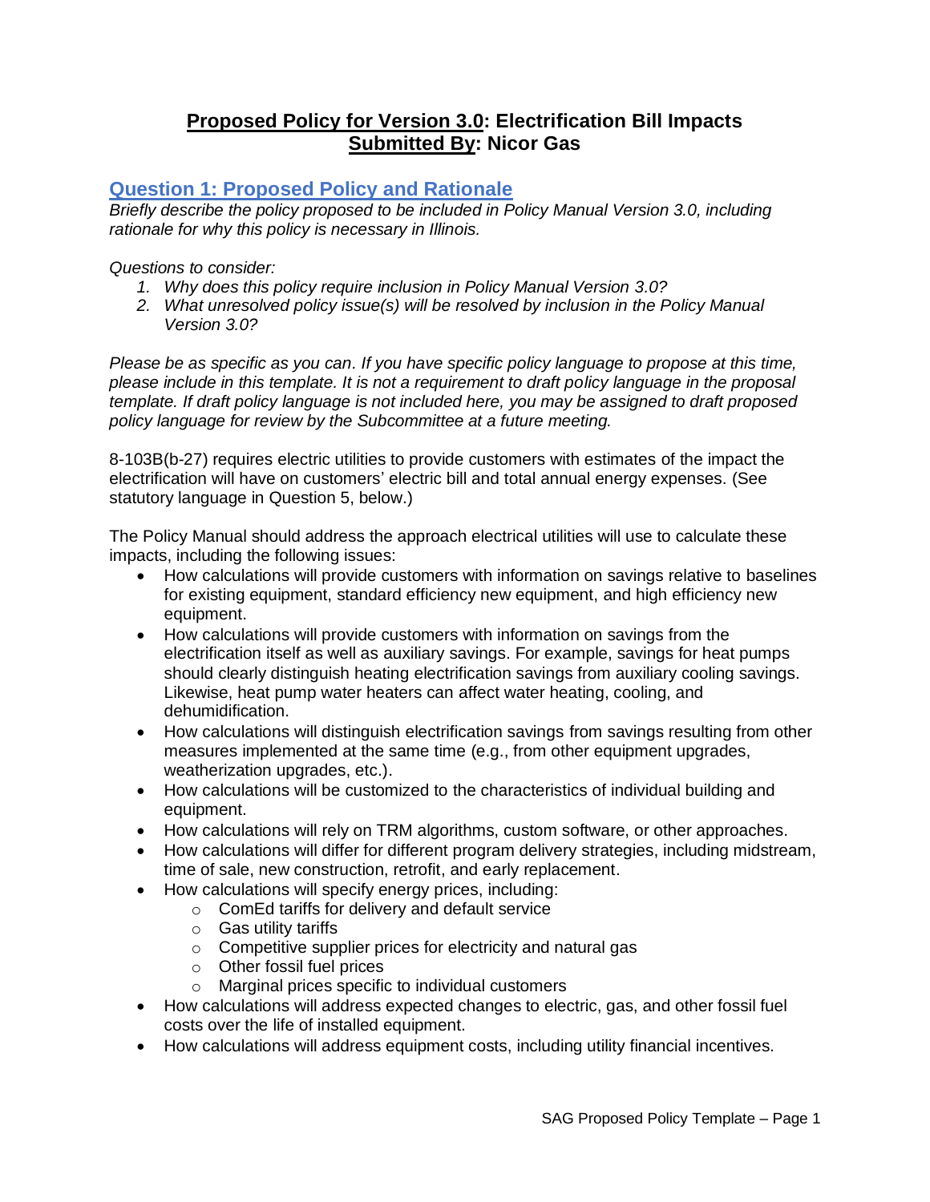# **Proposed Policy for Version 3.0: Electrification Bill Impacts**
# **Submitted By: Nicor Gas**

## Question 1: Proposed Policy and Rationale

*Briefly describe the policy proposed to be included in Policy Manual Version 3.0, including rationale for why this policy is necessary in Illinois.*

*Questions to consider:*

1. *Why does this policy require inclusion in Policy Manual Version 3.0?*
2. *What unresolved policy issue(s) will be resolved by inclusion in the Policy Manual Version 3.0?*

*Please be as specific as you can. If you have specific policy language to propose at this time, please include in this template. It is not a requirement to draft policy language in the proposal template. If draft policy language is not included here, you may be assigned to draft proposed policy language for review by the Subcommittee at a future meeting.*

8-103B(b-27) requires electric utilities to provide customers with estimates of the impact the electrification will have on customers' electric bill and total annual energy expenses. (See statutory language in Question 5, below.)

The Policy Manual should address the approach electrical utilities will use to calculate these impacts, including the following issues:

- How calculations will provide customers with information on savings relative to baselines for existing equipment, standard efficiency new equipment, and high efficiency new equipment.
- How calculations will provide customers with information on savings from the electrification itself as well as auxiliary savings. For example, savings for heat pumps should clearly distinguish heating electrification savings from auxiliary cooling savings. Likewise, heat pump water heaters can affect water heating, cooling, and dehumidification.
- How calculations will distinguish electrification savings from savings resulting from other measures implemented at the same time (e.g., from other equipment upgrades, weatherization upgrades, etc.).
- How calculations will be customized to the characteristics of individual building and equipment.
- How calculations will rely on TRM algorithms, custom software, or other approaches.
- How calculations will differ for different program delivery strategies, including midstream, time of sale, new construction, retrofit, and early replacement.
- How calculations will specify energy prices, including:
  - ComEd tariffs for delivery and default service
  - Gas utility tariffs
  - Competitive supplier prices for electricity and natural gas
  - Other fossil fuel prices
  - Marginal prices specific to individual customers
- How calculations will address expected changes to electric, gas, and other fossil fuel costs over the life of installed equipment.
- How calculations will address equipment costs, including utility financial incentives.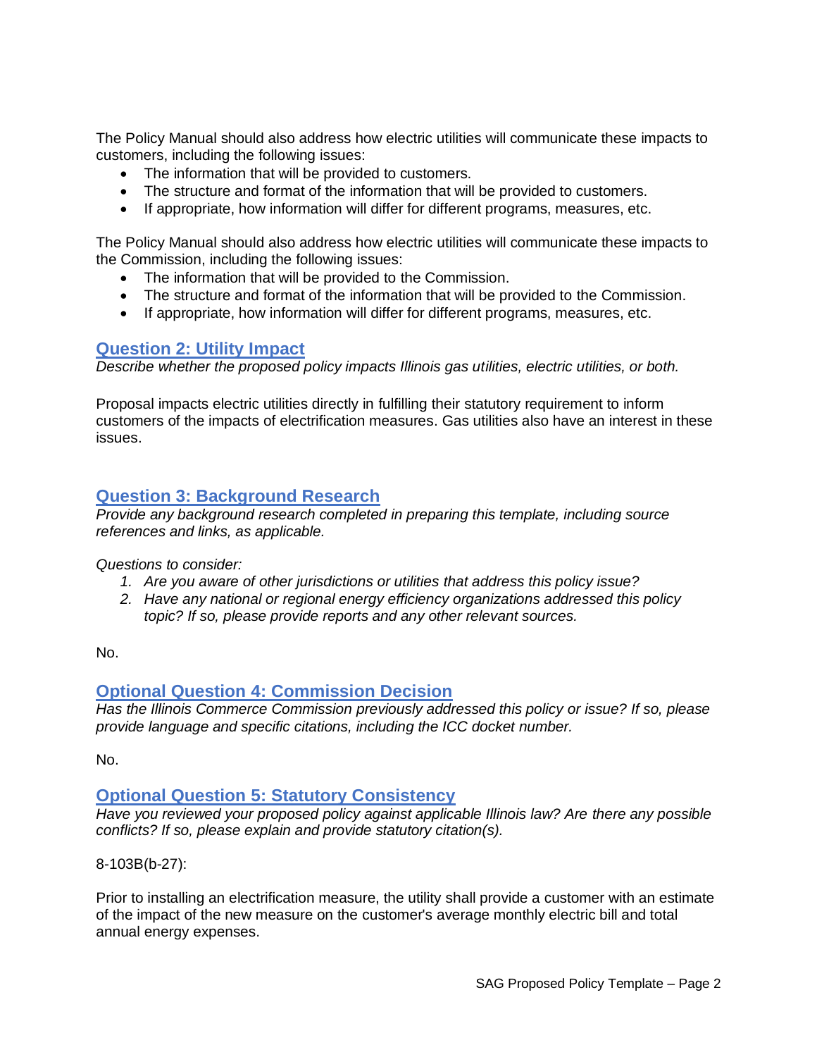The Policy Manual should also address how electric utilities will communicate these impacts to customers, including the following issues:

- The information that will be provided to customers.
- The structure and format of the information that will be provided to customers.
- If appropriate, how information will differ for different programs, measures, etc.

The Policy Manual should also address how electric utilities will communicate these impacts to the Commission, including the following issues:

- The information that will be provided to the Commission.
- The structure and format of the information that will be provided to the Commission.
- If appropriate, how information will differ for different programs, measures, etc.

## Question 2: Utility Impact

*Describe whether the proposed policy impacts Illinois gas utilities, electric utilities, or both.*

Proposal impacts electric utilities directly in fulfilling their statutory requirement to inform customers of the impacts of electrification measures. Gas utilities also have an interest in these issues.

## Question 3: Background Research

*Provide any background research completed in preparing this template, including source references and links, as applicable.*

*Questions to consider:*

1. *Are you aware of other jurisdictions or utilities that address this policy issue?*
2. *Have any national or regional energy efficiency organizations addressed this policy topic? If so, please provide reports and any other relevant sources.*

No.

## Optional Question 4: Commission Decision

*Has the Illinois Commerce Commission previously addressed this policy or issue? If so, please provide language and specific citations, including the ICC docket number.*

No.

## Optional Question 5: Statutory Consistency

*Have you reviewed your proposed policy against applicable Illinois law? Are there any possible conflicts? If so, please explain and provide statutory citation(s).*

8-103B(b-27):

Prior to installing an electrification measure, the utility shall provide a customer with an estimate of the impact of the new measure on the customer's average monthly electric bill and total annual energy expenses.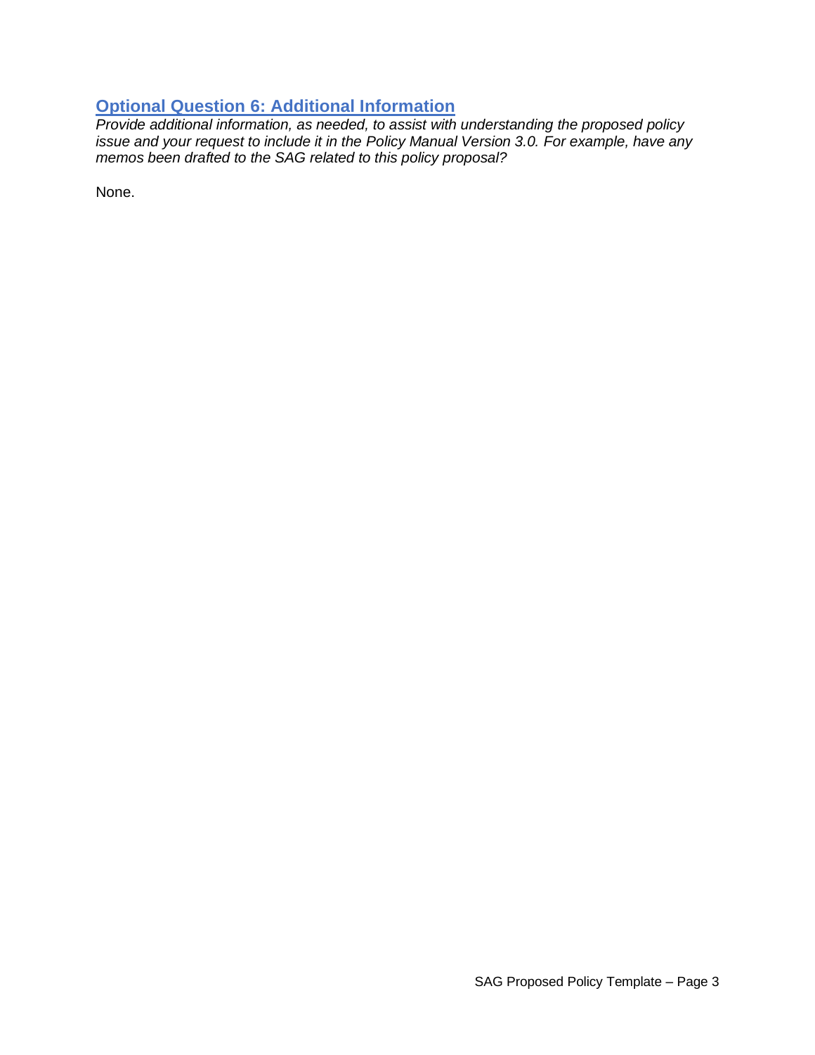## Optional Question 6: Additional Information

*Provide additional information, as needed, to assist with understanding the proposed policy issue and your request to include it in the Policy Manual Version 3.0. For example, have any memos been drafted to the SAG related to this policy proposal?*

None.